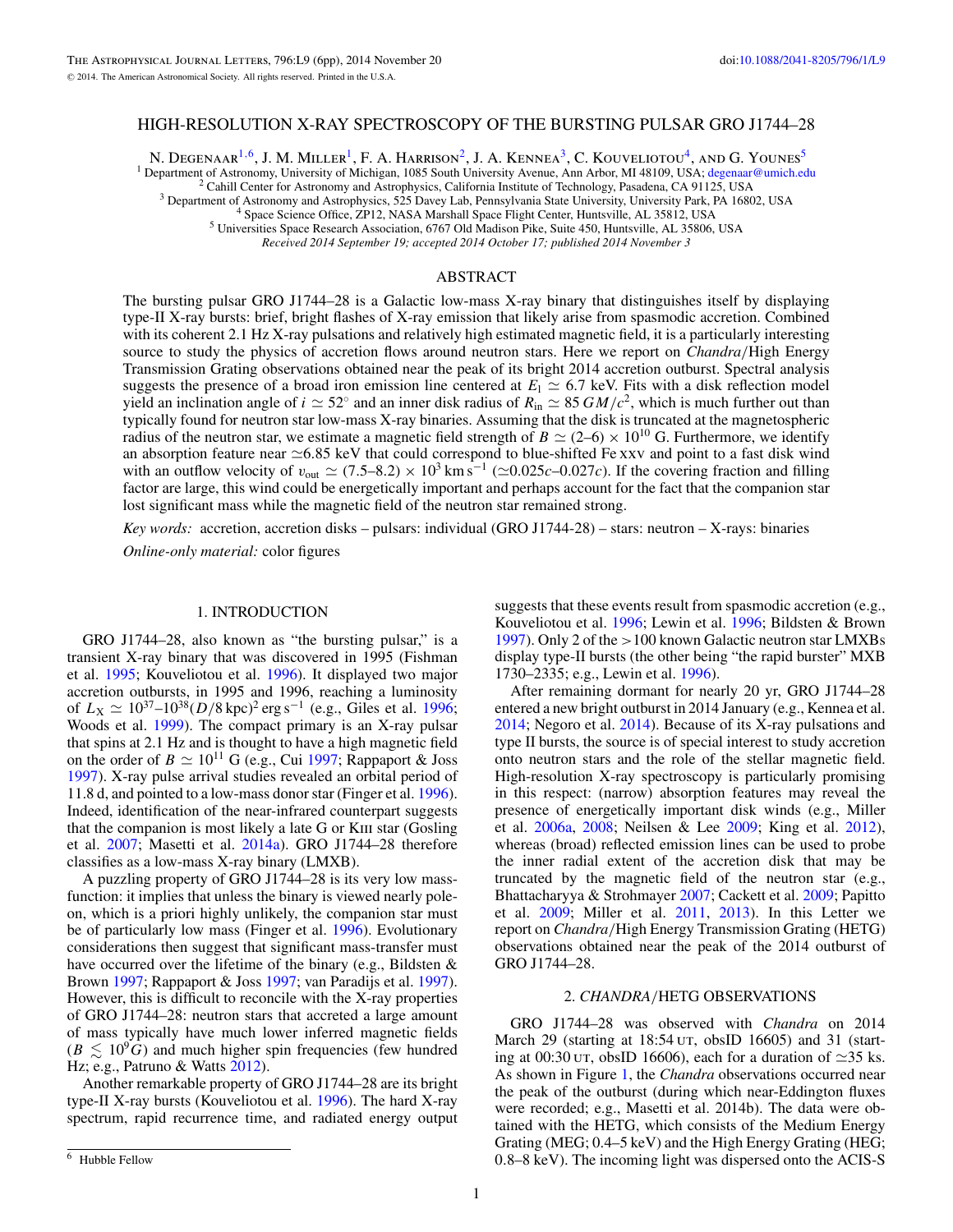# HIGH-RESOLUTION X-RAY SPECTROSCOPY OF THE BURSTING PULSAR GRO J1744–28

N. Degenaar[1,6], J. M. Miller[1], F. A. Harrison[2], J. A. Kennea[3], C. Kouveliotou[4], and G. Younes[5]

[1] Department of Astronomy, University of Michigan, 1085 South University Avenue, Ann Arbor, MI 48109, USA; degenaar@umich.edu
[2] Cahill Center for Astronomy and Astrophysics, California Institute of Technology, Pasadena, CA 91125, USA
[3] Department of Astronomy and Astrophysics, 525 Davey Lab, Pennsylvania State University, University Park, PA 16802, USA
[4] Space Science Office, ZP12, NASA Marshall Space Flight Center, Huntsville, AL 35812, USA
[5] Universities Space Research Association, 6767 Old Madison Pike, Suite 450, Huntsville, AL 35806, USA

*Received 2014 September 19; accepted 2014 October 17; published 2014 November 3*

## ABSTRACT

The bursting pulsar GRO J1744–28 is a Galactic low-mass X-ray binary that distinguishes itself by displaying type-II X-ray bursts: brief, bright flashes of X-ray emission that likely arise from spasmodic accretion. Combined with its coherent 2.1 Hz X-ray pulsations and relatively high estimated magnetic field, it is a particularly interesting source to study the physics of accretion flows around neutron stars. Here we report on *Chandra*/High Energy Transmission Grating observations obtained near the peak of its bright 2014 accretion outburst. Spectral analysis suggests the presence of a broad iron emission line centered at $E_l \simeq 6.7$ keV. Fits with a disk reflection model yield an inclination angle of $i \simeq 52^{\circ}$ and an inner disk radius of $R_{in} \simeq 85\,GM/c^2$, which is much further out than typically found for neutron star low-mass X-ray binaries. Assuming that the disk is truncated at the magnetospheric radius of the neutron star, we estimate a magnetic field strength of $B \simeq (2–6) \times 10^{10}$ G. Furthermore, we identify an absorption feature near $\simeq$6.85 keV that could correspond to blue-shifted Fe XXV and point to a fast disk wind with an outflow velocity of $v_{out} \simeq (7.5–8.2) \times 10^3$ km s$^{-1}$ ($\simeq$0.025$c$–0.027$c$). If the covering fraction and filling factor are large, this wind could be energetically important and perhaps account for the fact that the companion star lost significant mass while the magnetic field of the neutron star remained strong.

*Key words:* accretion, accretion disks – pulsars: individual (GRO J1744-28) – stars: neutron – X-rays: binaries

*Online-only material:* color figures

## 1. INTRODUCTION

GRO J1744–28, also known as "the bursting pulsar," is a transient X-ray binary that was discovered in 1995 (Fishman et al. 1995; Kouveliotou et al. 1996). It displayed two major accretion outbursts, in 1995 and 1996, reaching a luminosity of $L_X \simeq 10^{37}–10^{38}(D/8\,\text{kpc})^2$ erg s$^{-1}$ (e.g., Giles et al. 1996; Woods et al. 1999). The compact primary is an X-ray pulsar that spins at 2.1 Hz and is thought to have a high magnetic field on the order of $B \simeq 10^{11}$ G (e.g., Cui 1997; Rappaport & Joss 1997). X-ray pulse arrival studies revealed an orbital period of 11.8 d, and pointed to a low-mass donor star (Finger et al. 1996). Indeed, identification of the near-infrared counterpart suggests that the companion is most likely a late G or KIII star (Gosling et al. 2007; Masetti et al. 2014a). GRO J1744–28 therefore classifies as a low-mass X-ray binary (LMXB).

A puzzling property of GRO J1744–28 is its very low mass-function: it implies that unless the binary is viewed nearly pole-on, which is a priori highly unlikely, the companion star must be of particularly low mass (Finger et al. 1996). Evolutionary considerations then suggest that significant mass-transfer must have occurred over the lifetime of the binary (e.g., Bildsten & Brown 1997; Rappaport & Joss 1997; van Paradijs et al. 1997). However, this is difficult to reconcile with the X-ray properties of GRO J1744–28: neutron stars that accreted a large amount of mass typically have much lower inferred magnetic fields ($B \lesssim 10^9 G$) and much higher spin frequencies (few hundred Hz; e.g., Patruno & Watts 2012).

Another remarkable property of GRO J1744–28 are its bright type-II X-ray bursts (Kouveliotou et al. 1996). The hard X-ray spectrum, rapid recurrence time, and radiated energy output suggests that these events result from spasmodic accretion (e.g., Kouveliotou et al. 1996; Lewin et al. 1996; Bildsten & Brown 1997). Only 2 of the >100 known Galactic neutron star LMXBs display type-II bursts (the other being "the rapid burster" MXB 1730–2335; e.g., Lewin et al. 1996).

After remaining dormant for nearly 20 yr, GRO J1744–28 entered a new bright outburst in 2014 January (e.g., Kennea et al. 2014; Negoro et al. 2014). Because of its X-ray pulsations and type II bursts, the source is of special interest to study accretion onto neutron stars and the role of the stellar magnetic field. High-resolution X-ray spectroscopy is particularly promising in this respect: (narrow) absorption features may reveal the presence of energetically important disk winds (e.g., Miller et al. 2006a, 2008; Neilsen & Lee 2009; King et al. 2012), whereas (broad) reflected emission lines can be used to probe the inner radial extent of the accretion disk that may be truncated by the magnetic field of the neutron star (e.g., Bhattacharyya & Strohmayer 2007; Cackett et al. 2009; Papitto et al. 2009; Miller et al. 2011, 2013). In this Letter we report on *Chandra*/High Energy Transmission Grating (HETG) observations obtained near the peak of the 2014 outburst of GRO J1744–28.

## 2. *CHANDRA*/HETG OBSERVATIONS

GRO J1744–28 was observed with *Chandra* on 2014 March 29 (starting at 18:54 UT, obsID 16605) and 31 (starting at 00:30 UT, obsID 16606), each for a duration of $\simeq$35 ks. As shown in Figure 1, the *Chandra* observations occurred near the peak of the outburst (during which near-Eddington fluxes were recorded; e.g., Masetti et al. 2014b). The data were obtained with the HETG, which consists of the Medium Energy Grating (MEG; 0.4–5 keV) and the High Energy Grating (HEG; 0.8–8 keV). The incoming light was dispersed onto the ACIS-S

[6] Hubble Fellow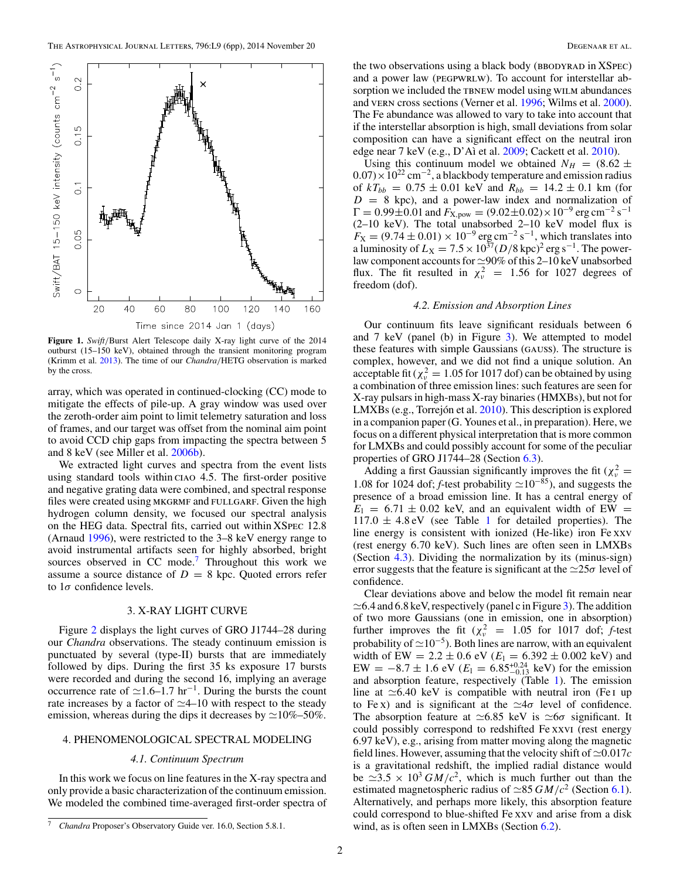Swift/BAT 15−150 keV intensity (counts cm$^{-2}$ s$^{-1}$)

0.2

0.15

0.1

0.05

0

20 40 60 80 100 120 140 160

Time since 2014 Jan 1 (days)

**Figure 1.** *Swift*/Burst Alert Telescope daily X-ray light curve of the 2014 outburst (15–150 keV), obtained through the transient monitoring program (Krimm et al. 2013). The time of our *Chandra*/HETG observation is marked by the cross.

array, which was operated in continued-clocking (CC) mode to mitigate the effects of pile-up. A gray window was used over the zeroth-order aim point to limit telemetry saturation and loss of frames, and our target was offset from the nominal aim point to avoid CCD chip gaps from impacting the spectra between 5 and 8 keV (see Miller et al. 2006b).

We extracted light curves and spectra from the event lists using standard tools within CIAO 4.5. The first-order positive and negative grating data were combined, and spectral response files were created using MKGRMF and FULLGARF. Given the high hydrogen column density, we focused our spectral analysis on the HEG data. Spectral fits, carried out within XSPEC 12.8 (Arnaud 1996), were restricted to the 3–8 keV energy range to avoid instrumental artifacts seen for highly absorbed, bright sources observed in CC mode.[7] Throughout this work we assume a source distance of $D = 8$ kpc. Quoted errors refer to $1\sigma$ confidence levels.

## 3. X-RAY LIGHT CURVE

Figure 2 displays the light curves of GRO J1744–28 during our *Chandra* observations. The steady continuum emission is punctuated by several (type-II) bursts that are immediately followed by dips. During the first 35 ks exposure 17 bursts were recorded and during the second 16, implying an average occurrence rate of $\simeq$1.6–1.7 hr$^{-1}$. During the bursts the count rate increases by a factor of $\simeq$4–10 with respect to the steady emission, whereas during the dips it decreases by $\simeq$10%–50%.

## 4. PHENOMENOLOGICAL SPECTRAL MODELING

### *4.1. Continuum Spectrum*

In this work we focus on line features in the X-ray spectra and only provide a basic characterization of the continuum emission. We modeled the combined time-averaged first-order spectra of the two observations using a black body (BBODYRAD in XSPEC) and a power law (PEGPWRLW). To account for interstellar absorption we included the TBNEW model using WILM abundances and VERN cross sections (Verner et al. 1996; Wilms et al. 2000). The Fe abundance was allowed to vary to take into account that if the interstellar absorption is high, small deviations from solar composition can have a significant effect on the neutral iron edge near 7 keV (e.g., D'Aì et al. 2009; Cackett et al. 2010).

Using this continuum model we obtained $N_H = (8.62 \pm 0.07) \times 10^{22}$ cm$^{-2}$, a blackbody temperature and emission radius of $kT_{bb} = 0.75 \pm 0.01$ keV and $R_{bb} = 14.2 \pm 0.1$ km (for $D = 8$ kpc), and a power-law index and normalization of $\Gamma = 0.99 \pm 0.01$ and $F_{\rm X,pow} = (9.02 \pm 0.02) \times 10^{-9}$ erg cm$^{-2}$ s$^{-1}$ (2–10 keV). The total unabsorbed 2–10 keV model flux is $F_{\rm X} = (9.74 \pm 0.01) \times 10^{-9}$ erg cm$^{-2}$ s$^{-1}$, which translates into a luminosity of $L_{\rm X} = 7.5 \times 10^{37} (D/8\,{\rm kpc})^2$ erg s$^{-1}$. The power-law component accounts for $\simeq$90% of this 2–10 keV unabsorbed flux. The fit resulted in $\chi^2_\nu = 1.56$ for 1027 degrees of freedom (dof).

### *4.2. Emission and Absorption Lines*

Our continuum fits leave significant residuals between 6 and 7 keV (panel (b) in Figure 3). We attempted to model these features with simple Gaussians (GAUSS). The structure is complex, however, and we did not find a unique solution. An acceptable fit ($\chi^2_\nu = 1.05$ for 1017 dof) can be obtained by using a combination of three emission lines: such features are seen for X-ray pulsars in high-mass X-ray binaries (HMXBs), but not for LMXBs (e.g., Torrejón et al. 2010). This description is explored in a companion paper (G. Younes et al., in preparation). Here, we focus on a different physical interpretation that is more common for LMXBs and could possibly account for some of the peculiar properties of GRO J1744–28 (Section 6.3).

Adding a first Gaussian significantly improves the fit ($\chi^2_\nu = 1.08$ for 1024 dof; *f*-test probability $\simeq 10^{-85}$), and suggests the presence of a broad emission line. It has a central energy of $E_1 = 6.71 \pm 0.02$ keV, and an equivalent width of EW $= 117.0 \pm 4.8$ eV (see Table 1 for detailed properties). The line energy is consistent with ionized (He-like) iron Fe XXV (rest energy 6.70 keV). Such lines are often seen in LMXBs (Section 4.3). Dividing the normalization by its (minus-sign) error suggests that the feature is significant at the $\simeq 25\sigma$ level of confidence.

Clear deviations above and below the model fit remain near $\simeq$6.4 and 6.8 keV, respectively (panel c in Figure 3). The addition of two more Gaussians (one in emission, one in absorption) further improves the fit ($\chi^2_\nu = 1.05$ for 1017 dof; *f*-test probability of $\simeq 10^{-5}$). Both lines are narrow, with an equivalent width of EW $= 2.2 \pm 0.6$ eV ($E_1 = 6.392 \pm 0.002$ keV) and EW $= -8.7 \pm 1.6$ eV ($E_1 = 6.85^{+0.24}_{-0.13}$ keV) for the emission and absorption feature, respectively (Table 1). The emission line at $\simeq$6.40 keV is compatible with neutral iron (Fe I up to Fe X) and is significant at the $\simeq 4\sigma$ level of confidence. The absorption feature at $\simeq$6.85 keV is $\simeq 6\sigma$ significant. It could possibly correspond to redshifted Fe XXVI (rest energy 6.97 keV), e.g., arising from matter moving along the magnetic field lines. However, assuming that the velocity shift of $\simeq 0.017c$ is a gravitational redshift, the implied radial distance would be $\simeq 3.5 \times 10^3\, GM/c^2$, which is much further out than the estimated magnetospheric radius of $\simeq 85\, GM/c^2$ (Section 6.1). Alternatively, and perhaps more likely, this absorption feature could correspond to blue-shifted Fe XXV and arise from a disk wind, as is often seen in LMXBs (Section 6.2).

[7] *Chandra* Proposer's Observatory Guide ver. 16.0, Section 5.8.1.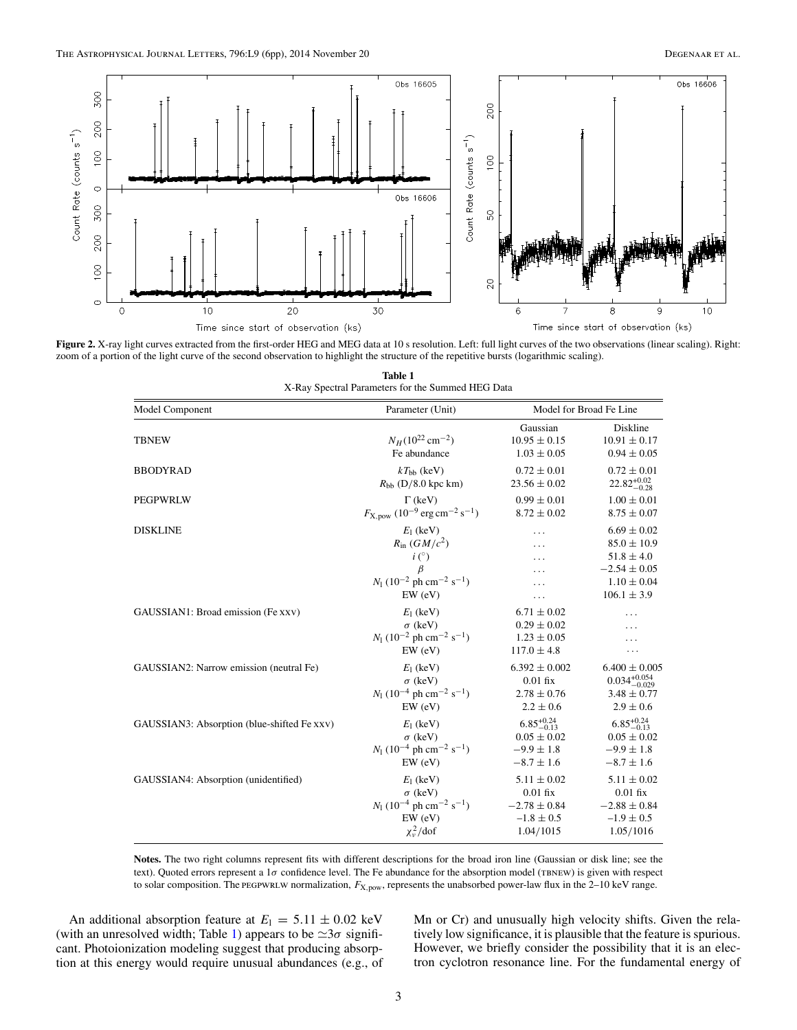Obs 16605

Obs 16606

Count Rate (counts s$^{-1}$)

Time since start of observation (ks)

Obs 16606

Count Rate (counts s$^{-1}$)

Time since start of observation (ks)

**Figure 2.** X-ray light curves extracted from the first-order HEG and MEG data at 10 s resolution. Left: full light curves of the two observations (linear scaling). Right: zoom of a portion of the light curve of the second observation to highlight the structure of the repetitive bursts (logarithmic scaling).

**Table 1**
X-Ray Spectral Parameters for the Summed HEG Data

| Model Component | Parameter (Unit) | Model for Broad Fe Line | |
|---|---|---|---|
| | | Gaussian | Diskline |
| TBNEW | $N_H (10^{22}\ \mathrm{cm}^{-2})$ | $10.95 \pm 0.15$ | $10.91 \pm 0.17$ |
| | Fe abundance | $1.03 \pm 0.05$ | $0.94 \pm 0.05$ |
| BBODYRAD | $kT_{\mathrm{bb}}$ (keV) | $0.72 \pm 0.01$ | $0.72 \pm 0.01$ |
| | $R_{\mathrm{bb}}$ (D/8.0 kpc km) | $23.56 \pm 0.02$ | $22.82^{+0.02}_{-0.28}$ |
| PEGPWRLW | $\Gamma$ (keV) | $0.99 \pm 0.01$ | $1.00 \pm 0.01$ |
| | $F_{\mathrm{X,pow}}\ (10^{-9}\ \mathrm{erg\ cm^{-2}\ s^{-1}})$ | $8.72 \pm 0.02$ | $8.75 \pm 0.07$ |
| DISKLINE | $E_{\mathrm{l}}$ (keV) | ... | $6.69 \pm 0.02$ |
| | $R_{\mathrm{in}}\ (GM/c^2)$ | ... | $85.0 \pm 10.9$ |
| | $i\ (^\circ)$ | ... | $51.8 \pm 4.0$ |
| | $\beta$ | ... | $-2.54 \pm 0.05$ |
| | $N_{\mathrm{l}}\ (10^{-2}\ \mathrm{ph\ cm^{-2}\ s^{-1}})$ | ... | $1.10 \pm 0.04$ |
| | EW (eV) | ... | $106.1 \pm 3.9$ |
| GAUSSIAN1: Broad emission (Fe XXV) | $E_{\mathrm{l}}$ (keV) | $6.71 \pm 0.02$ | ... |
| | $\sigma$ (keV) | $0.29 \pm 0.02$ | ... |
| | $N_{\mathrm{l}}\ (10^{-2}\ \mathrm{ph\ cm^{-2}\ s^{-1}})$ | $1.23 \pm 0.05$ | ... |
| | EW (eV) | $117.0 \pm 4.8$ | ... |
| GAUSSIAN2: Narrow emission (neutral Fe) | $E_{\mathrm{l}}$ (keV) | $6.392 \pm 0.002$ | $6.400 \pm 0.005$ |
| | $\sigma$ (keV) | 0.01 fix | $0.034^{+0.054}_{-0.029}$ |
| | $N_{\mathrm{l}}\ (10^{-4}\ \mathrm{ph\ cm^{-2}\ s^{-1}})$ | $2.78 \pm 0.76$ | $3.48 \pm 0.77$ |
| | EW (eV) | $2.2 \pm 0.6$ | $2.9 \pm 0.6$ |
| GAUSSIAN3: Absorption (blue-shifted Fe XXV) | $E_{\mathrm{l}}$ (keV) | $6.85^{+0.24}_{-0.13}$ | $6.85^{+0.24}_{-0.13}$ |
| | $\sigma$ (keV) | $0.05 \pm 0.02$ | $0.05 \pm 0.02$ |
| | $N_{\mathrm{l}}\ (10^{-4}\ \mathrm{ph\ cm^{-2}\ s^{-1}})$ | $-9.9 \pm 1.8$ | $-9.9 \pm 1.8$ |
| | EW (eV) | $-8.7 \pm 1.6$ | $-8.7 \pm 1.6$ |
| GAUSSIAN4: Absorption (unidentified) | $E_{\mathrm{l}}$ (keV) | $5.11 \pm 0.02$ | $5.11 \pm 0.02$ |
| | $\sigma$ (keV) | 0.01 fix | 0.01 fix |
| | $N_{\mathrm{l}}\ (10^{-4}\ \mathrm{ph\ cm^{-2}\ s^{-1}})$ | $-2.78 \pm 0.84$ | $-2.88 \pm 0.84$ |
| | EW (eV) | $-1.8 \pm 0.5$ | $-1.9 \pm 0.5$ |
| | $\chi^2_\nu$/dof | 1.04/1015 | 1.05/1016 |

**Notes.** The two right columns represent fits with different descriptions for the broad iron line (Gaussian or disk line; see the text). Quoted errors represent a $1\sigma$ confidence level. The Fe abundance for the absorption model (TBNEW) is given with respect to solar composition. The PEGPWRLW normalization, $F_{\mathrm{X,pow}}$, represents the unabsorbed power-law flux in the 2–10 keV range.

An additional absorption feature at $E_{\mathrm{l}} = 5.11 \pm 0.02$ keV (with an unresolved width; Table 1) appears to be $\simeq 3\sigma$ significant. Photoionization modeling suggest that producing absorption at this energy would require unusual abundances (e.g., of Mn or Cr) and unusually high velocity shifts. Given the relatively low significance, it is plausible that the feature is spurious. However, we briefly consider the possibility that it is an electron cyclotron resonance line. For the fundamental energy of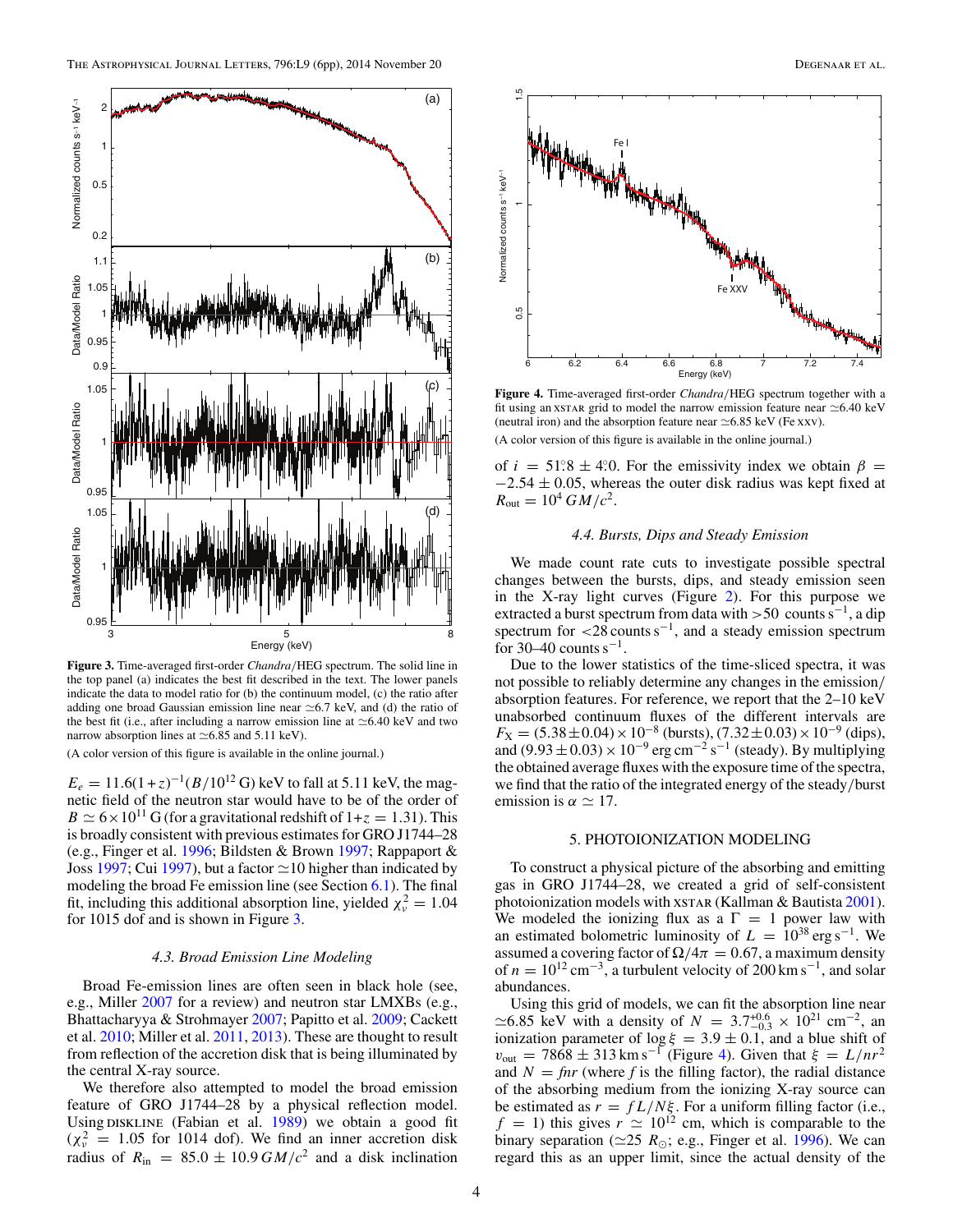(a)

Normalized counts s⁻¹ keV⁻¹

2

1

0.5

0.2

(b)

Data/Model Ratio

1.1

1.05

1

0.95

0.9

(c)

Data/Model Ratio

1.05

1

0.95

(d)

Data/Model Ratio

1.05

1

0.95

3

5

8

Energy (keV)

**Figure 3.** Time-averaged first-order *Chandra*/HEG spectrum. The solid line in the top panel (a) indicates the best fit described in the text. The lower panels indicate the data to model ratio for (b) the continuum model, (c) the ratio after adding one broad Gaussian emission line near $\simeq$6.7 keV, and (d) the ratio of the best fit (i.e., after including a narrow emission line at $\simeq$6.40 keV and two narrow absorption lines at $\simeq$6.85 and 5.11 keV).

(A color version of this figure is available in the online journal.)

$E_e = 11.6(1+z)^{-1}(B/10^{12}\,\mathrm{G})$ keV to fall at 5.11 keV, the magnetic field of the neutron star would have to be of the order of $B \simeq 6\times10^{11}$ G (for a gravitational redshift of $1+z = 1.31$). This is broadly consistent with previous estimates for GRO J1744–28 (e.g., Finger et al. 1996; Bildsten & Brown 1997; Rappaport & Joss 1997; Cui 1997), but a factor $\simeq$10 higher than indicated by modeling the broad Fe emission line (see Section 6.1). The final fit, including this additional absorption line, yielded $\chi^2_\nu = 1.04$ for 1015 dof and is shown in Figure 3.

### *4.3. Broad Emission Line Modeling*

Broad Fe-emission lines are often seen in black hole (see, e.g., Miller 2007 for a review) and neutron star LMXBs (e.g., Bhattacharyya & Strohmayer 2007; Papitto et al. 2009; Cackett et al. 2010; Miller et al. 2011, 2013). These are thought to result from reflection of the accretion disk that is being illuminated by the central X-ray source.

We therefore also attempted to model the broad emission feature of GRO J1744–28 by a physical reflection model. Using DISKLINE (Fabian et al. 1989) we obtain a good fit ($\chi^2_\nu = 1.05$ for 1014 dof). We find an inner accretion disk radius of $R_{\mathrm{in}} = 85.0 \pm 10.9\,GM/c^2$ and a disk inclination

1.5

Fe I

Normalized counts s⁻¹ keV⁻¹

1

Fe XXV

0.5

6

6.2

6.4

6.6

6.8

7

7.2

7.4

Energy (keV)

**Figure 4.** Time-averaged first-order *Chandra*/HEG spectrum together with a fit using an XSTAR grid to model the narrow emission feature near $\simeq$6.40 keV (neutral iron) and the absorption feature near $\simeq$6.85 keV (Fe XXV).

(A color version of this figure is available in the online journal.)

of $i = 51.^{\circ}8 \pm 4.^{\circ}0$. For the emissivity index we obtain $\beta = -2.54 \pm 0.05$, whereas the outer disk radius was kept fixed at $R_{\mathrm{out}} = 10^4\,GM/c^2$.

### *4.4. Bursts, Dips and Steady Emission*

We made count rate cuts to investigate possible spectral changes between the bursts, dips, and steady emission seen in the X-ray light curves (Figure 2). For this purpose we extracted a burst spectrum from data with $>$50 counts s$^{-1}$, a dip spectrum for $<$28 counts s$^{-1}$, and a steady emission spectrum for 30–40 counts s$^{-1}$.

Due to the lower statistics of the time-sliced spectra, it was not possible to reliably determine any changes in the emission/absorption features. For reference, we report that the 2–10 keV unabsorbed continuum fluxes of the different intervals are $F_{\mathrm{X}} = (5.38\pm0.04)\times10^{-8}$ (bursts), $(7.32\pm0.03)\times10^{-9}$ (dips), and $(9.93\pm0.03)\times10^{-9}$ erg cm$^{-2}$ s$^{-1}$ (steady). By multiplying the obtained average fluxes with the exposure time of the spectra, we find that the ratio of the integrated energy of the steady/burst emission is $\alpha \simeq 17$.

## 5. PHOTOIONIZATION MODELING

To construct a physical picture of the absorbing and emitting gas in GRO J1744–28, we created a grid of self-consistent photoionization models with XSTAR (Kallman & Bautista 2001). We modeled the ionizing flux as a $\Gamma = 1$ power law with an estimated bolometric luminosity of $L = 10^{38}$ erg s$^{-1}$. We assumed a covering factor of $\Omega/4\pi = 0.67$, a maximum density of $n = 10^{12}$ cm$^{-3}$, a turbulent velocity of 200 km s$^{-1}$, and solar abundances.

Using this grid of models, we can fit the absorption line near $\simeq$6.85 keV with a density of $N = 3.7^{+0.6}_{-0.3}\times10^{21}$ cm$^{-2}$, an ionization parameter of $\log\xi = 3.9 \pm 0.1$, and a blue shift of $v_{\mathrm{out}} = 7868 \pm 313$ km s$^{-1}$ (Figure 4). Given that $\xi = L/nr^2$ and $N = fnr$ (where $f$ is the filling factor), the radial distance of the absorbing medium from the ionizing X-ray source can be estimated as $r = fL/N\xi$. For a uniform filling factor (i.e., $f = 1$) this gives $r \simeq 10^{12}$ cm, which is comparable to the binary separation ($\simeq$25 $R_\odot$; e.g., Finger et al. 1996). We can regard this as an upper limit, since the actual density of the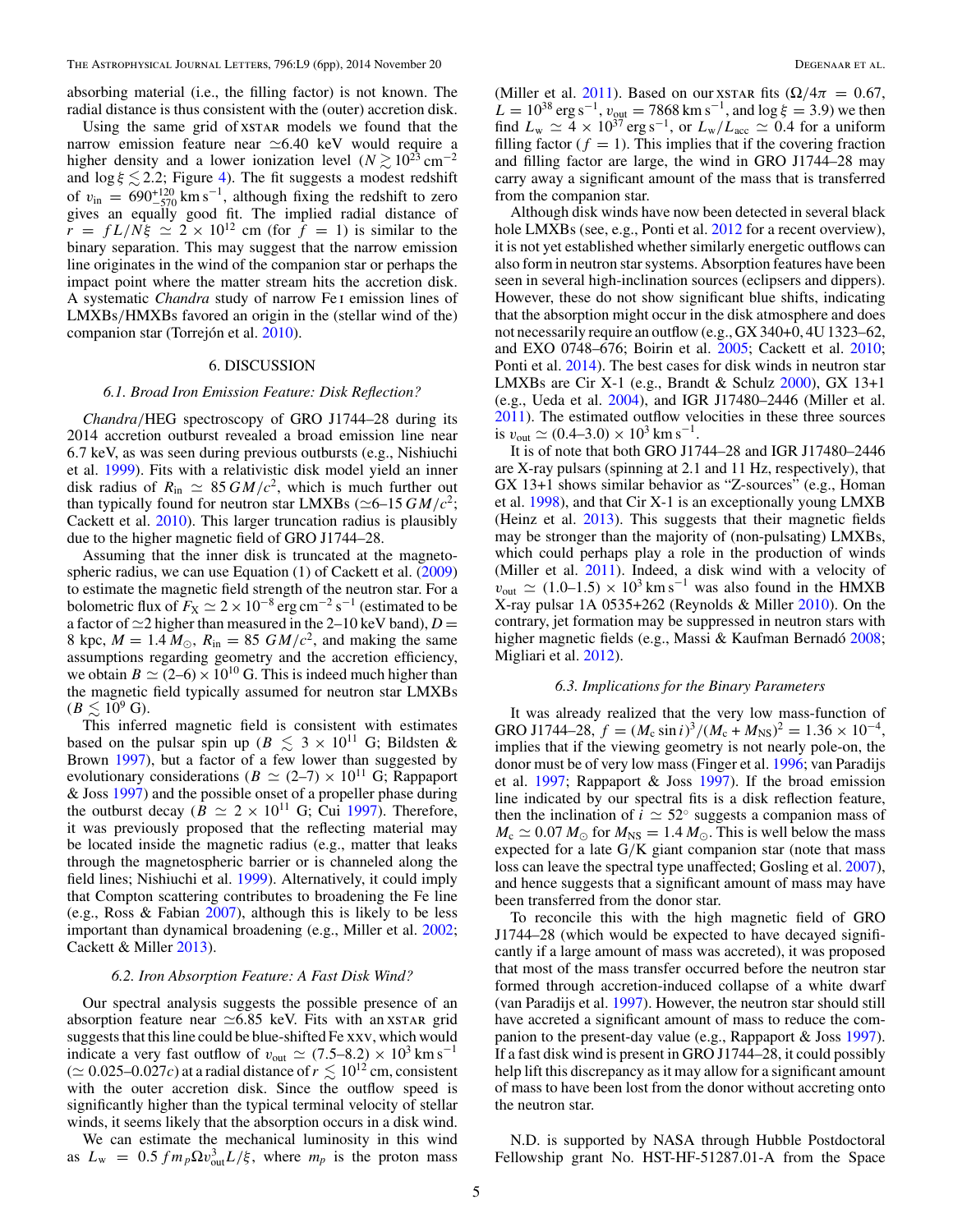absorbing material (i.e., the filling factor) is not known. The radial distance is thus consistent with the (outer) accretion disk.

Using the same grid of XSTAR models we found that the narrow emission feature near $\simeq$6.40 keV would require a higher density and a lower ionization level ($N \gtrsim 10^{23}$ cm$^{-2}$ and $\log \xi \lesssim 2.2$; Figure 4). The fit suggests a modest redshift of $v_{\rm in} = 690^{+120}_{-570}$ km s$^{-1}$, although fixing the redshift to zero gives an equally good fit. The implied radial distance of $r = fL/N\xi \simeq 2 \times 10^{12}$ cm (for $f = 1$) is similar to the binary separation. This may suggest that the narrow emission line originates in the wind of the companion star or perhaps the impact point where the matter stream hits the accretion disk. A systematic *Chandra* study of narrow Fe I emission lines of LMXBs/HMXBs favored an origin in the (stellar wind of the) companion star (Torrejón et al. 2010).

## 6. DISCUSSION

### *6.1. Broad Iron Emission Feature: Disk Reflection?*

*Chandra*/HEG spectroscopy of GRO J1744–28 during its 2014 accretion outburst revealed a broad emission line near 6.7 keV, as was seen during previous outbursts (e.g., Nishiuchi et al. 1999). Fits with a relativistic disk model yield an inner disk radius of $R_{\rm in} \simeq 85\,GM/c^2$, which is much further out than typically found for neutron star LMXBs ($\simeq$6–15 $GM/c^2$; Cackett et al. 2010). This larger truncation radius is plausibly due to the higher magnetic field of GRO J1744–28.

Assuming that the inner disk is truncated at the magnetospheric radius, we can use Equation (1) of Cackett et al. (2009) to estimate the magnetic field strength of the neutron star. For a bolometric flux of $F_{\rm X} \simeq 2 \times 10^{-8}$ erg cm$^{-2}$ s$^{-1}$ (estimated to be a factor of $\simeq$2 higher than measured in the 2–10 keV band), $D =$ 8 kpc, $M = 1.4\,M_{\odot}$, $R_{\rm in} = 85\;GM/c^2$, and making the same assumptions regarding geometry and the accretion efficiency, we obtain $B \simeq (2\text{–}6) \times 10^{10}$ G. This is indeed much higher than the magnetic field typically assumed for neutron star LMXBs ($B \lesssim 10^9$ G).

This inferred magnetic field is consistent with estimates based on the pulsar spin up ($B \lesssim 3 \times 10^{11}$ G; Bildsten & Brown 1997), but a factor of a few lower than suggested by evolutionary considerations ($B \simeq (2\text{–}7) \times 10^{11}$ G; Rappaport & Joss 1997) and the possible onset of a propeller phase during the outburst decay ($B \simeq 2 \times 10^{11}$ G; Cui 1997). Therefore, it was previously proposed that the reflecting material may be located inside the magnetic radius (e.g., matter that leaks through the magnetospheric barrier or is channeled along the field lines; Nishiuchi et al. 1999). Alternatively, it could imply that Compton scattering contributes to broadening the Fe line (e.g., Ross & Fabian 2007), although this is likely to be less important than dynamical broadening (e.g., Miller et al. 2002; Cackett & Miller 2013).

### *6.2. Iron Absorption Feature: A Fast Disk Wind?*

Our spectral analysis suggests the possible presence of an absorption feature near $\simeq$6.85 keV. Fits with an XSTAR grid suggests that this line could be blue-shifted Fe XXV, which would indicate a very fast outflow of $v_{\rm out} \simeq (7.5\text{–}8.2) \times 10^3$ km s$^{-1}$ ($\simeq 0.025\text{–}0.027c$) at a radial distance of $r \lesssim 10^{12}$ cm, consistent with the outer accretion disk. Since the outflow speed is significantly higher than the typical terminal velocity of stellar winds, it seems likely that the absorption occurs in a disk wind.

We can estimate the mechanical luminosity in this wind as $L_{\rm w} = 0.5\,f m_p \Omega v_{\rm out}^3 L/\xi$, where $m_p$ is the proton mass (Miller et al. 2011). Based on our XSTAR fits ($\Omega/4\pi = 0.67$, $L = 10^{38}$ erg s$^{-1}$, $v_{\rm out} = 7868$ km s$^{-1}$, and $\log \xi = 3.9$) we then find $L_{\rm w} \simeq 4 \times 10^{37}$ erg s$^{-1}$, or $L_{\rm w}/L_{\rm acc} \simeq 0.4$ for a uniform filling factor ($f = 1$). This implies that if the covering fraction and filling factor are large, the wind in GRO J1744–28 may carry away a significant amount of the mass that is transferred from the companion star.

Although disk winds have now been detected in several black hole LMXBs (see, e.g., Ponti et al. 2012 for a recent overview), it is not yet established whether similarly energetic outflows can also form in neutron star systems. Absorption features have been seen in several high-inclination sources (eclipsers and dippers). However, these do not show significant blue shifts, indicating that the absorption might occur in the disk atmosphere and does not necessarily require an outflow (e.g., GX 340+0, 4U 1323–62, and EXO 0748–676; Boirin et al. 2005; Cackett et al. 2010; Ponti et al. 2014). The best cases for disk winds in neutron star LMXBs are Cir X-1 (e.g., Brandt & Schulz 2000), GX 13+1 (e.g., Ueda et al. 2004), and IGR J17480–2446 (Miller et al. 2011). The estimated outflow velocities in these three sources is $v_{\rm out} \simeq (0.4\text{–}3.0) \times 10^3$ km s$^{-1}$.

It is of note that both GRO J1744–28 and IGR J17480–2446 are X-ray pulsars (spinning at 2.1 and 11 Hz, respectively), that GX 13+1 shows similar behavior as "Z-sources" (e.g., Homan et al. 1998), and that Cir X-1 is an exceptionally young LMXB (Heinz et al. 2013). This suggests that their magnetic fields may be stronger than the majority of (non-pulsating) LMXBs, which could perhaps play a role in the production of winds (Miller et al. 2011). Indeed, a disk wind with a velocity of $v_{\rm out} \simeq (1.0\text{–}1.5) \times 10^3$ km s$^{-1}$ was also found in the HMXB X-ray pulsar 1A 0535+262 (Reynolds & Miller 2010). On the contrary, jet formation may be suppressed in neutron stars with higher magnetic fields (e.g., Massi & Kaufman Bernadó 2008; Migliari et al. 2012).

### *6.3. Implications for the Binary Parameters*

It was already realized that the very low mass-function of GRO J1744–28, $f = (M_{\rm c} \sin i)^3/(M_{\rm c} + M_{\rm NS})^2 = 1.36 \times 10^{-4}$, implies that if the viewing geometry is not nearly pole-on, the donor must be of very low mass (Finger et al. 1996; van Paradijs et al. 1997; Rappaport & Joss 1997). If the broad emission line indicated by our spectral fits is a disk reflection feature, then the inclination of $i \simeq 52°$ suggests a companion mass of $M_{\rm c} \simeq 0.07\,M_{\odot}$ for $M_{\rm NS} = 1.4\,M_{\odot}$. This is well below the mass expected for a late G/K giant companion star (note that mass loss can leave the spectral type unaffected; Gosling et al. 2007), and hence suggests that a significant amount of mass may have been transferred from the donor star.

To reconcile this with the high magnetic field of GRO J1744–28 (which would be expected to have decayed significantly if a large amount of mass was accreted), it was proposed that most of the mass transfer occurred before the neutron star formed through accretion-induced collapse of a white dwarf (van Paradijs et al. 1997). However, the neutron star should still have accreted a significant amount of mass to reduce the companion to the present-day value (e.g., Rappaport & Joss 1997). If a fast disk wind is present in GRO J1744–28, it could possibly help lift this discrepancy as it may allow for a significant amount of mass to have been lost from the donor without accreting onto the neutron star.

N.D. is supported by NASA through Hubble Postdoctoral Fellowship grant No. HST-HF-51287.01-A from the Space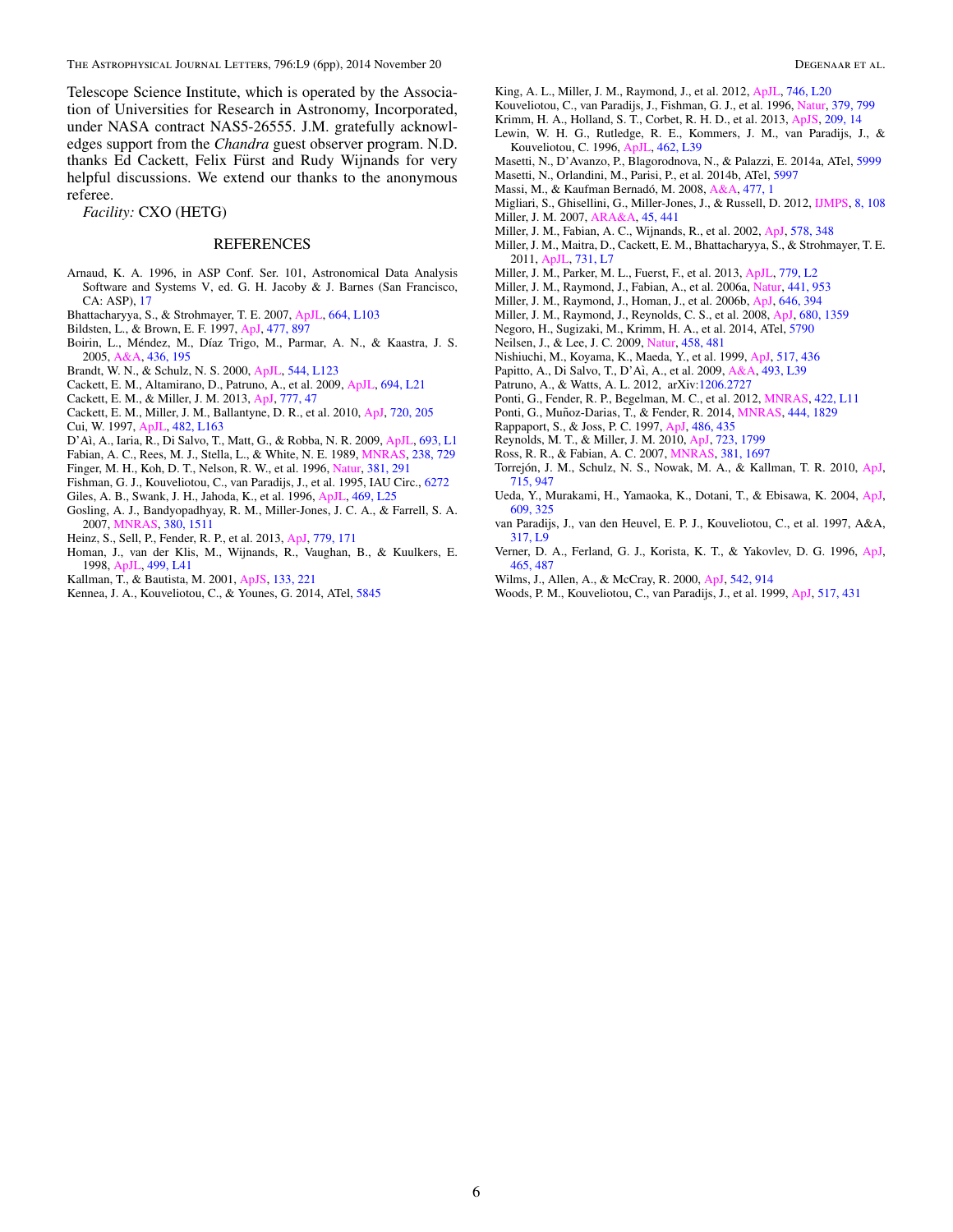Telescope Science Institute, which is operated by the Association of Universities for Research in Astronomy, Incorporated, under NASA contract NAS5-26555. J.M. gratefully acknowledges support from the *Chandra* guest observer program. N.D. thanks Ed Cackett, Felix Fürst and Rudy Wijnands for very helpful discussions. We extend our thanks to the anonymous referee.

*Facility:* CXO (HETG)

## REFERENCES

Arnaud, K. A. 1996, in ASP Conf. Ser. 101, Astronomical Data Analysis Software and Systems V, ed. G. H. Jacoby & J. Barnes (San Francisco, CA: ASP), 17

Bhattacharyya, S., & Strohmayer, T. E. 2007, ApJL, 664, L103

Bildsten, L., & Brown, E. F. 1997, ApJ, 477, 897

Boirin, L., Méndez, M., Díaz Trigo, M., Parmar, A. N., & Kaastra, J. S. 2005, A&A, 436, 195

Brandt, W. N., & Schulz, N. S. 2000, ApJL, 544, L123

Cackett, E. M., Altamirano, D., Patruno, A., et al. 2009, ApJL, 694, L21

Cackett, E. M., & Miller, J. M. 2013, ApJ, 777, 47

Cackett, E. M., Miller, J. M., Ballantyne, D. R., et al. 2010, ApJ, 720, 205

Cui, W. 1997, ApJL, 482, L163

D'Aì, A., Iaria, R., Di Salvo, T., Matt, G., & Robba, N. R. 2009, ApJL, 693, L1

Fabian, A. C., Rees, M. J., Stella, L., & White, N. E. 1989, MNRAS, 238, 729

Finger, M. H., Koh, D. T., Nelson, R. W., et al. 1996, Natur, 381, 291

Fishman, G. J., Kouveliotou, C., van Paradijs, J., et al. 1995, IAU Circ., 6272

Giles, A. B., Swank, J. H., Jahoda, K., et al. 1996, ApJL, 469, L25

Gosling, A. J., Bandyopadhyay, R. M., Miller-Jones, J. C. A., & Farrell, S. A. 2007, MNRAS, 380, 1511

Heinz, S., Sell, P., Fender, R. P., et al. 2013, ApJ, 779, 171

Homan, J., van der Klis, M., Wijnands, R., Vaughan, B., & Kuulkers, E. 1998, ApJL, 499, L41

Kallman, T., & Bautista, M. 2001, ApJS, 133, 221

Kennea, J. A., Kouveliotou, C., & Younes, G. 2014, ATel, 5845

King, A. L., Miller, J. M., Raymond, J., et al. 2012, ApJL, 746, L20

Kouveliotou, C., van Paradijs, J., Fishman, G. J., et al. 1996, Natur, 379, 799

Krimm, H. A., Holland, S. T., Corbet, R. H. D., et al. 2013, ApJS, 209, 14

Lewin, W. H. G., Rutledge, R. E., Kommers, J. M., van Paradijs, J., & Kouveliotou, C. 1996, ApJL, 462, L39

Masetti, N., D'Avanzo, P., Blagorodnova, N., & Palazzi, E. 2014a, ATel, 5999

Masetti, N., Orlandini, M., Parisi, P., et al. 2014b, ATel, 5997

Massi, M., & Kaufman Bernadó, M. 2008, A&A, 477, 1

Migliari, S., Ghisellini, G., Miller-Jones, J., & Russell, D. 2012, IJMPS, 8, 108

Miller, J. M. 2007, ARA&A, 45, 441

Miller, J. M., Fabian, A. C., Wijnands, R., et al. 2002, ApJ, 578, 348

Miller, J. M., Maitra, D., Cackett, E. M., Bhattacharyya, S., & Strohmayer, T. E. 2011, ApJL, 731, L7

Miller, J. M., Parker, M. L., Fuerst, F., et al. 2013, ApJL, 779, L2

Miller, J. M., Raymond, J., Fabian, A., et al. 2006a, Natur, 441, 953

Miller, J. M., Raymond, J., Homan, J., et al. 2006b, ApJ, 646, 394

Miller, J. M., Raymond, J., Reynolds, C. S., et al. 2008, ApJ, 680, 1359

Miller, J. M., Raymond, J., Fabian, A., et al. 2014, ATel, 5790

Negoro, H., Sugizaki, M., Krimm, H. A., et al. 2014, ATel, 5790

Neilsen, J., & Lee, J. C. 2009, Natur, 458, 481

Nishiuchi, M., Koyama, K., Maeda, Y., et al. 1999, ApJ, 517, 436

Papitto, A., Di Salvo, T., D'Aì, A., et al. 2009, A&A, 493, L39

Patruno, A., & Watts, A. L. 2012, arXiv:1206.2727

Ponti, G., Fender, R. P., Begelman, M. C., et al. 2012, MNRAS, 422, L11

Ponti, G., Muñoz-Darias, T., & Fender, R. 2014, MNRAS, 444, 1829

Rappaport, S., & Joss, P. C. 1997, ApJ, 486, 435

Reynolds, M. T., & Miller, J. M. 2010, ApJ, 723, 1799

Ross, R. R., & Fabian, A. C. 2007, MNRAS, 381, 1697

Torrejón, J. M., Schulz, N. S., Nowak, M. A., & Kallman, T. R. 2010, ApJ, 715, 947

Ueda, Y., Murakami, H., Yamaoka, K., Dotani, T., & Ebisawa, K. 2004, ApJ, 609, 325

van Paradijs, J., van den Heuvel, E. P. J., Kouveliotou, C., et al. 1997, A&A, 317, L9

Verner, D. A., Ferland, G. J., Korista, K. T., & Yakovlev, D. G. 1996, ApJ, 465, 487

Wilms, J., Allen, A., & McCray, R. 2000, ApJ, 542, 914

Woods, P. M., Kouveliotou, C., van Paradijs, J., et al. 1999, ApJ, 517, 431